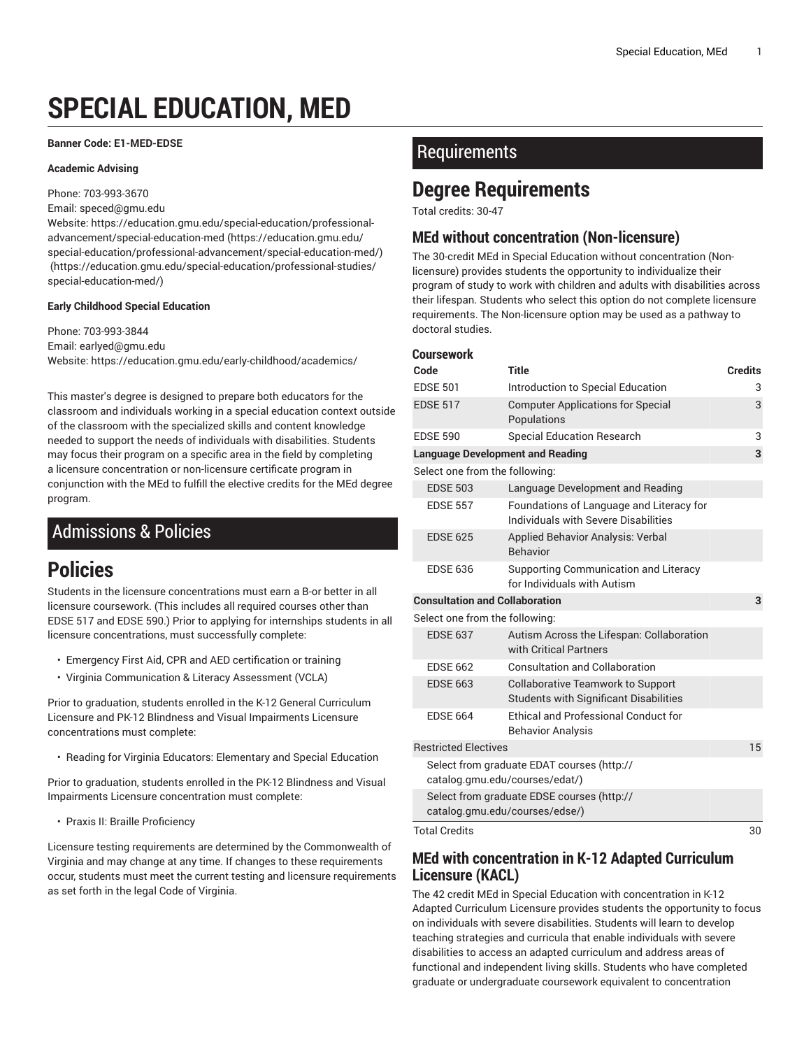# SPECIAL EDUCATION, MED

**Banner Code: E1-MED-EDSE**

**Academic Advising**

Phone: 703-993-3670
Email: speced@gmu.edu
Website: https://education.gmu.edu/special-education/professional-advancement/special-education-med (https://education.gmu.edu/special-education/professional-advancement/special-education-med/) (https://education.gmu.edu/special-education/professional-studies/special-education-med/)

**Early Childhood Special Education**

Phone: 703-993-3844
Email: earlyed@gmu.edu
Website: https://education.gmu.edu/early-childhood/academics/

This master's degree is designed to prepare both educators for the classroom and individuals working in a special education context outside of the classroom with the specialized skills and content knowledge needed to support the needs of individuals with disabilities. Students may focus their program on a specific area in the field by completing a licensure concentration or non-licensure certificate program in conjunction with the MEd to fulfill the elective credits for the MEd degree program.

## Admissions & Policies

# Policies

Students in the licensure concentrations must earn a B-or better in all licensure coursework. (This includes all required courses other than EDSE 517 and EDSE 590.) Prior to applying for internships students in all licensure concentrations, must successfully complete:

- Emergency First Aid, CPR and AED certification or training
- Virginia Communication & Literacy Assessment (VCLA)

Prior to graduation, students enrolled in the K-12 General Curriculum Licensure and PK-12 Blindness and Visual Impairments Licensure concentrations must complete:

- Reading for Virginia Educators: Elementary and Special Education

Prior to graduation, students enrolled in the PK-12 Blindness and Visual Impairments Licensure concentration must complete:

- Praxis II: Braille Proficiency

Licensure testing requirements are determined by the Commonwealth of Virginia and may change at any time. If changes to these requirements occur, students must meet the current testing and licensure requirements as set forth in the legal Code of Virginia.

## Requirements

# Degree Requirements

Total credits: 30-47

### MEd without concentration (Non-licensure)

The 30-credit MEd in Special Education without concentration (Non-licensure) provides students the opportunity to individualize their program of study to work with children and adults with disabilities across their lifespan. Students who select this option do not complete licensure requirements. The Non-licensure option may be used as a pathway to doctoral studies.

#### Coursework

| Code | Title | Credits |
|---|---|---|
| EDSE 501 | Introduction to Special Education | 3 |
| EDSE 517 | Computer Applications for Special Populations | 3 |
| EDSE 590 | Special Education Research | 3 |
| **Language Development and Reading** | | **3** |
| Select one from the following: | | |
| EDSE 503 | Language Development and Reading | |
| EDSE 557 | Foundations of Language and Literacy for Individuals with Severe Disabilities | |
| EDSE 625 | Applied Behavior Analysis: Verbal Behavior | |
| EDSE 636 | Supporting Communication and Literacy for Individuals with Autism | |
| **Consultation and Collaboration** | | **3** |
| Select one from the following: | | |
| EDSE 637 | Autism Across the Lifespan: Collaboration with Critical Partners | |
| EDSE 662 | Consultation and Collaboration | |
| EDSE 663 | Collaborative Teamwork to Support Students with Significant Disabilities | |
| EDSE 664 | Ethical and Professional Conduct for Behavior Analysis | |
| Restricted Electives | | 15 |
| Select from graduate EDAT courses (http://catalog.gmu.edu/courses/edat/) | | |
| Select from graduate EDSE courses (http://catalog.gmu.edu/courses/edse/) | | |
| Total Credits | | 30 |

### MEd with concentration in K-12 Adapted Curriculum Licensure (KACL)

The 42 credit MEd in Special Education with concentration in K-12 Adapted Curriculum Licensure provides students the opportunity to focus on individuals with severe disabilities. Students will learn to develop teaching strategies and curricula that enable individuals with severe disabilities to access an adapted curriculum and address areas of functional and independent living skills. Students who have completed graduate or undergraduate coursework equivalent to concentration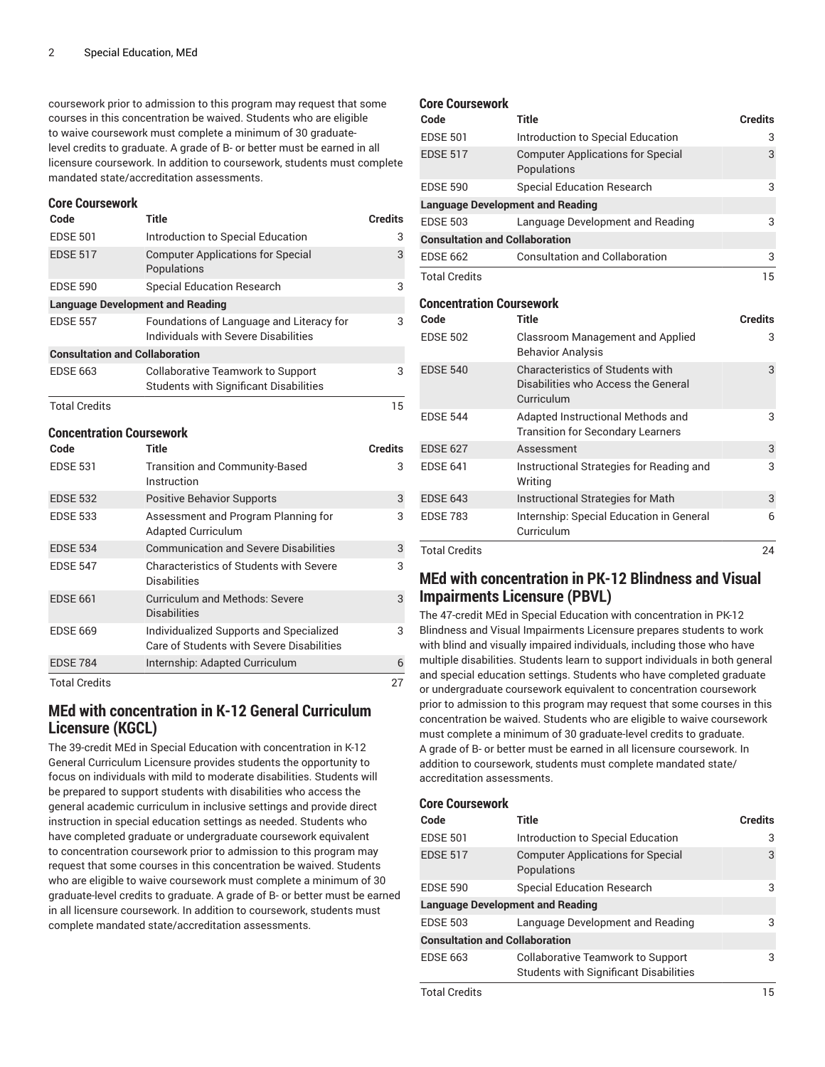coursework prior to admission to this program may request that some courses in this concentration be waived. Students who are eligible to waive coursework must complete a minimum of 30 graduate-level credits to graduate. A grade of B- or better must be earned in all licensure coursework. In addition to coursework, students must complete mandated state/accreditation assessments.

### Core Coursework

| Code | Title | Credits |
|---|---|---|
| EDSE 501 | Introduction to Special Education | 3 |
| EDSE 517 | Computer Applications for Special Populations | 3 |
| EDSE 590 | Special Education Research | 3 |
| **Language Development and Reading** | | |
| EDSE 557 | Foundations of Language and Literacy for Individuals with Severe Disabilities | 3 |
| **Consultation and Collaboration** | | |
| EDSE 663 | Collaborative Teamwork to Support Students with Significant Disabilities | 3 |
| Total Credits | | 15 |

### Concentration Coursework

| Code | Title | Credits |
|---|---|---|
| EDSE 531 | Transition and Community-Based Instruction | 3 |
| EDSE 532 | Positive Behavior Supports | 3 |
| EDSE 533 | Assessment and Program Planning for Adapted Curriculum | 3 |
| EDSE 534 | Communication and Severe Disabilities | 3 |
| EDSE 547 | Characteristics of Students with Severe Disabilities | 3 |
| EDSE 661 | Curriculum and Methods: Severe Disabilities | 3 |
| EDSE 669 | Individualized Supports and Specialized Care of Students with Severe Disabilities | 3 |
| EDSE 784 | Internship: Adapted Curriculum | 6 |
| Total Credits | | 27 |

## MEd with concentration in K-12 General Curriculum Licensure (KGCL)

The 39-credit MEd in Special Education with concentration in K-12 General Curriculum Licensure provides students the opportunity to focus on individuals with mild to moderate disabilities. Students will be prepared to support students with disabilities who access the general academic curriculum in inclusive settings and provide direct instruction in special education settings as needed. Students who have completed graduate or undergraduate coursework equivalent to concentration coursework prior to admission to this program may request that some courses in this concentration be waived. Students who are eligible to waive coursework must complete a minimum of 30 graduate-level credits to graduate. A grade of B- or better must be earned in all licensure coursework. In addition to coursework, students must complete mandated state/accreditation assessments.

### Core Coursework

| Code | Title | Credits |
|---|---|---|
| EDSE 501 | Introduction to Special Education | 3 |
| EDSE 517 | Computer Applications for Special Populations | 3 |
| EDSE 590 | Special Education Research | 3 |
| **Language Development and Reading** | | |
| EDSE 503 | Language Development and Reading | 3 |
| **Consultation and Collaboration** | | |
| EDSE 662 | Consultation and Collaboration | 3 |
| Total Credits | | 15 |

### Concentration Coursework

| Code | Title | Credits |
|---|---|---|
| EDSE 502 | Classroom Management and Applied Behavior Analysis | 3 |
| EDSE 540 | Characteristics of Students with Disabilities who Access the General Curriculum | 3 |
| EDSE 544 | Adapted Instructional Methods and Transition for Secondary Learners | 3 |
| EDSE 627 | Assessment | 3 |
| EDSE 641 | Instructional Strategies for Reading and Writing | 3 |
| EDSE 643 | Instructional Strategies for Math | 3 |
| EDSE 783 | Internship: Special Education in General Curriculum | 6 |
| Total Credits | | 24 |

## MEd with concentration in PK-12 Blindness and Visual Impairments Licensure (PBVL)

The 47-credit MEd in Special Education with concentration in PK-12 Blindness and Visual Impairments Licensure prepares students to work with blind and visually impaired individuals, including those who have multiple disabilities. Students learn to support individuals in both general and special education settings. Students who have completed graduate or undergraduate coursework equivalent to concentration coursework prior to admission to this program may request that some courses in this concentration be waived. Students who are eligible to waive coursework must complete a minimum of 30 graduate-level credits to graduate. A grade of B- or better must be earned in all licensure coursework. In addition to coursework, students must complete mandated state/accreditation assessments.

### Core Coursework

| Code | Title | Credits |
|---|---|---|
| EDSE 501 | Introduction to Special Education | 3 |
| EDSE 517 | Computer Applications for Special Populations | 3 |
| EDSE 590 | Special Education Research | 3 |
| **Language Development and Reading** | | |
| EDSE 503 | Language Development and Reading | 3 |
| **Consultation and Collaboration** | | |
| EDSE 663 | Collaborative Teamwork to Support Students with Significant Disabilities | 3 |
| Total Credits | | 15 |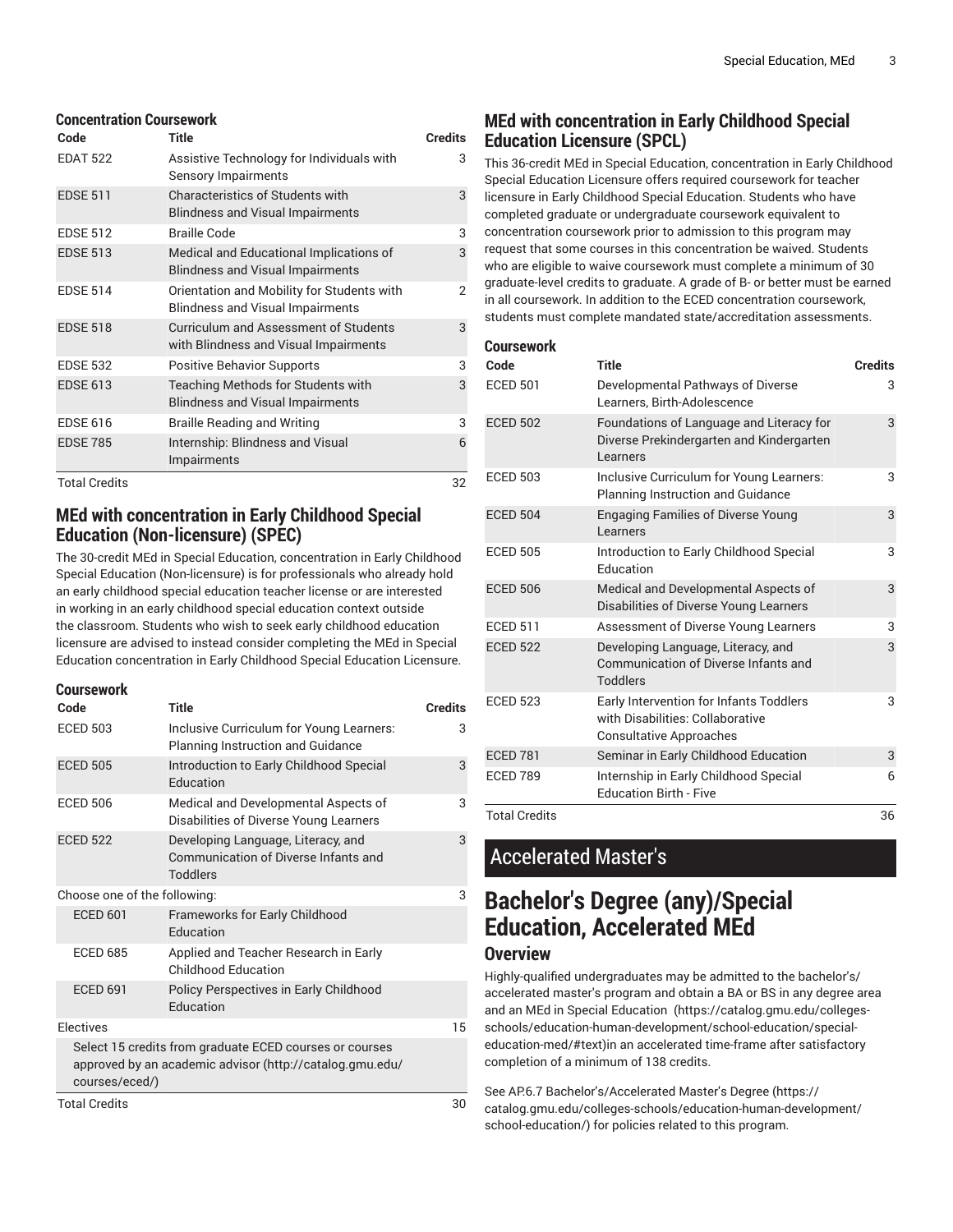### Concentration Coursework

| Code | Title | Credits |
| --- | --- | --- |
| EDAT 522 | Assistive Technology for Individuals with Sensory Impairments | 3 |
| EDSE 511 | Characteristics of Students with Blindness and Visual Impairments | 3 |
| EDSE 512 | Braille Code | 3 |
| EDSE 513 | Medical and Educational Implications of Blindness and Visual Impairments | 3 |
| EDSE 514 | Orientation and Mobility for Students with Blindness and Visual Impairments | 2 |
| EDSE 518 | Curriculum and Assessment of Students with Blindness and Visual Impairments | 3 |
| EDSE 532 | Positive Behavior Supports | 3 |
| EDSE 613 | Teaching Methods for Students with Blindness and Visual Impairments | 3 |
| EDSE 616 | Braille Reading and Writing | 3 |
| EDSE 785 | Internship: Blindness and Visual Impairments | 6 |
| Total Credits | | 32 |

## MEd with concentration in Early Childhood Special Education (Non-licensure) (SPEC)

The 30-credit MEd in Special Education, concentration in Early Childhood Special Education (Non-licensure) is for professionals who already hold an early childhood special education teacher license or are interested in working in an early childhood special education context outside the classroom. Students who wish to seek early childhood education licensure are advised to instead consider completing the MEd in Special Education concentration in Early Childhood Special Education Licensure.

### Coursework

| Code | Title | Credits |
| --- | --- | --- |
| ECED 503 | Inclusive Curriculum for Young Learners: Planning Instruction and Guidance | 3 |
| ECED 505 | Introduction to Early Childhood Special Education | 3 |
| ECED 506 | Medical and Developmental Aspects of Disabilities of Diverse Young Learners | 3 |
| ECED 522 | Developing Language, Literacy, and Communication of Diverse Infants and Toddlers | 3 |
| Choose one of the following: | | 3 |
| ECED 601 | Frameworks for Early Childhood Education | |
| ECED 685 | Applied and Teacher Research in Early Childhood Education | |
| ECED 691 | Policy Perspectives in Early Childhood Education | |
| Electives | | 15 |
| Select 15 credits from graduate ECED courses or courses approved by an academic advisor (http://catalog.gmu.edu/courses/eced/) | | |
| Total Credits | | 30 |

## MEd with concentration in Early Childhood Special Education Licensure (SPCL)

This 36-credit MEd in Special Education, concentration in Early Childhood Special Education Licensure offers required coursework for teacher licensure in Early Childhood Special Education. Students who have completed graduate or undergraduate coursework equivalent to concentration coursework prior to admission to this program may request that some courses in this concentration be waived. Students who are eligible to waive coursework must complete a minimum of 30 graduate-level credits to graduate. A grade of B- or better must be earned in all coursework. In addition to the ECED concentration coursework, students must complete mandated state/accreditation assessments.

### Coursework

| Code | Title | Credits |
| --- | --- | --- |
| ECED 501 | Developmental Pathways of Diverse Learners, Birth-Adolescence | 3 |
| ECED 502 | Foundations of Language and Literacy for Diverse Prekindergarten and Kindergarten Learners | 3 |
| ECED 503 | Inclusive Curriculum for Young Learners: Planning Instruction and Guidance | 3 |
| ECED 504 | Engaging Families of Diverse Young Learners | 3 |
| ECED 505 | Introduction to Early Childhood Special Education | 3 |
| ECED 506 | Medical and Developmental Aspects of Disabilities of Diverse Young Learners | 3 |
| ECED 511 | Assessment of Diverse Young Learners | 3 |
| ECED 522 | Developing Language, Literacy, and Communication of Diverse Infants and Toddlers | 3 |
| ECED 523 | Early Intervention for Infants Toddlers with Disabilities: Collaborative Consultative Approaches | 3 |
| ECED 781 | Seminar in Early Childhood Education | 3 |
| ECED 789 | Internship in Early Childhood Special Education Birth - Five | 6 |
| Total Credits | | 36 |

# Accelerated Master's

## Bachelor's Degree (any)/Special Education, Accelerated MEd

### Overview

Highly-qualified undergraduates may be admitted to the bachelor's/accelerated master's program and obtain a BA or BS in any degree area and an MEd in Special Education (https://catalog.gmu.edu/colleges-schools/education-human-development/school-education/special-education-med/#text)in an accelerated time-frame after satisfactory completion of a minimum of 138 credits.

See AP.6.7 Bachelor's/Accelerated Master's Degree (https://catalog.gmu.edu/colleges-schools/education-human-development/school-education/) for policies related to this program.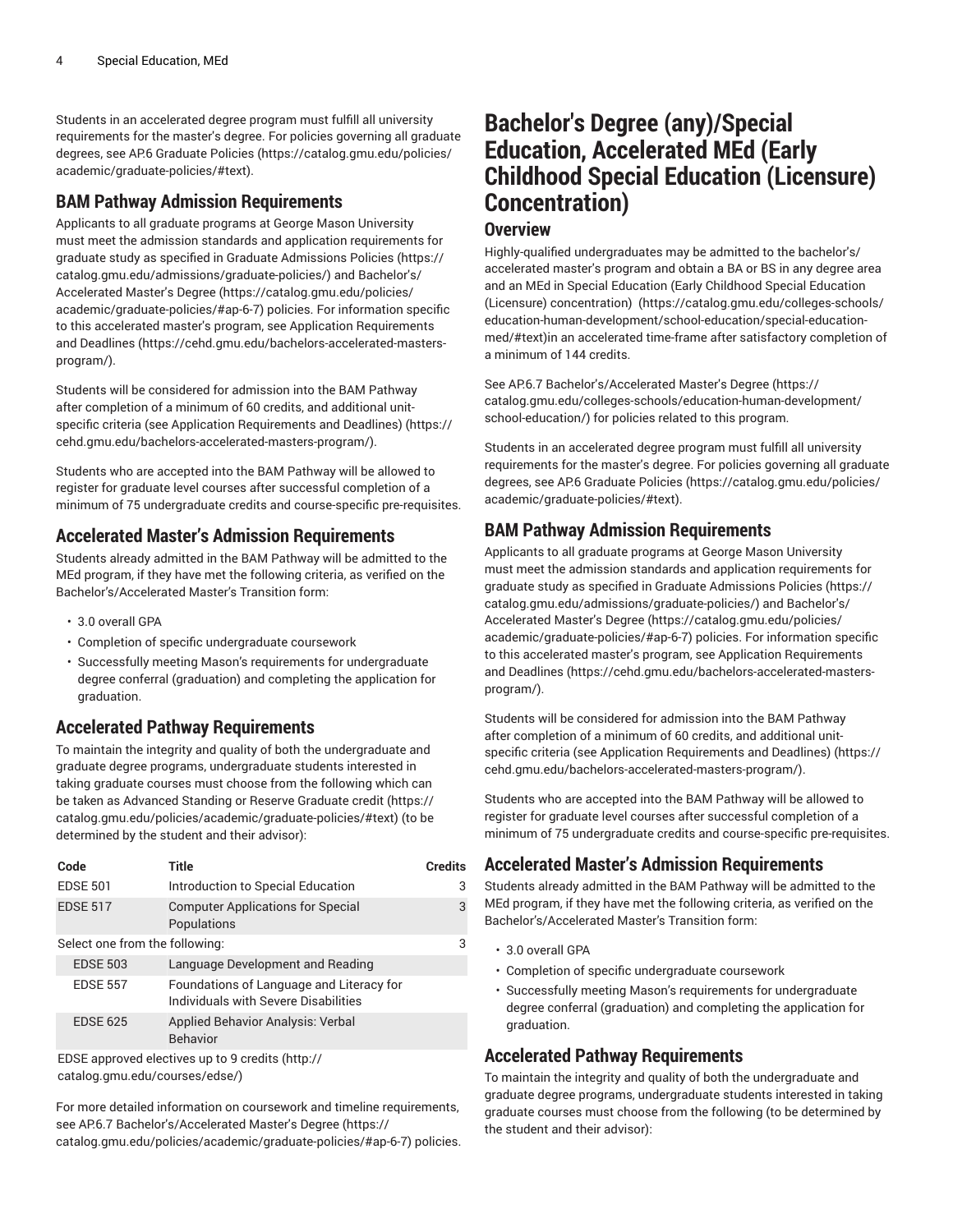Students in an accelerated degree program must fulfill all university requirements for the master's degree. For policies governing all graduate degrees, see AP.6 Graduate Policies (https://catalog.gmu.edu/policies/academic/graduate-policies/#text).

## BAM Pathway Admission Requirements

Applicants to all graduate programs at George Mason University must meet the admission standards and application requirements for graduate study as specified in Graduate Admissions Policies (https://catalog.gmu.edu/admissions/graduate-policies/) and Bachelor's/Accelerated Master's Degree (https://catalog.gmu.edu/policies/academic/graduate-policies/#ap-6-7) policies. For information specific to this accelerated master's program, see Application Requirements and Deadlines (https://cehd.gmu.edu/bachelors-accelerated-masters-program/).

Students will be considered for admission into the BAM Pathway after completion of a minimum of 60 credits, and additional unit-specific criteria (see Application Requirements and Deadlines) (https://cehd.gmu.edu/bachelors-accelerated-masters-program/).

Students who are accepted into the BAM Pathway will be allowed to register for graduate level courses after successful completion of a minimum of 75 undergraduate credits and course-specific pre-requisites.

## Accelerated Master's Admission Requirements

Students already admitted in the BAM Pathway will be admitted to the MEd program, if they have met the following criteria, as verified on the Bachelor's/Accelerated Master's Transition form:

- 3.0 overall GPA
- Completion of specific undergraduate coursework
- Successfully meeting Mason's requirements for undergraduate degree conferral (graduation) and completing the application for graduation.

## Accelerated Pathway Requirements

To maintain the integrity and quality of both the undergraduate and graduate degree programs, undergraduate students interested in taking graduate courses must choose from the following which can be taken as Advanced Standing or Reserve Graduate credit (https://catalog.gmu.edu/policies/academic/graduate-policies/#text) (to be determined by the student and their advisor):

| Code | Title | Credits |
|---|---|---|
| EDSE 501 | Introduction to Special Education | 3 |
| EDSE 517 | Computer Applications for Special Populations | 3 |
| Select one from the following: | | 3 |
| EDSE 503 | Language Development and Reading | |
| EDSE 557 | Foundations of Language and Literacy for Individuals with Severe Disabilities | |
| EDSE 625 | Applied Behavior Analysis: Verbal Behavior | |
| EDSE approved electives up to 9 credits (http://catalog.gmu.edu/courses/edse/) | | |

For more detailed information on coursework and timeline requirements, see AP.6.7 Bachelor's/Accelerated Master's Degree (https://catalog.gmu.edu/policies/academic/graduate-policies/#ap-6-7) policies.

# Bachelor's Degree (any)/Special Education, Accelerated MEd (Early Childhood Special Education (Licensure) Concentration)

## Overview

Highly-qualified undergraduates may be admitted to the bachelor's/accelerated master's program and obtain a BA or BS in any degree area and an MEd in Special Education (Early Childhood Special Education (Licensure) concentration) (https://catalog.gmu.edu/colleges-schools/education-human-development/school-education/special-education-med/#text)in an accelerated time-frame after satisfactory completion of a minimum of 144 credits.

See AP.6.7 Bachelor's/Accelerated Master's Degree (https://catalog.gmu.edu/colleges-schools/education-human-development/school-education/) for policies related to this program.

Students in an accelerated degree program must fulfill all university requirements for the master's degree. For policies governing all graduate degrees, see AP.6 Graduate Policies (https://catalog.gmu.edu/policies/academic/graduate-policies/#text).

## BAM Pathway Admission Requirements

Applicants to all graduate programs at George Mason University must meet the admission standards and application requirements for graduate study as specified in Graduate Admissions Policies (https://catalog.gmu.edu/admissions/graduate-policies/) and Bachelor's/Accelerated Master's Degree (https://catalog.gmu.edu/policies/academic/graduate-policies/#ap-6-7) policies. For information specific to this accelerated master's program, see Application Requirements and Deadlines (https://cehd.gmu.edu/bachelors-accelerated-masters-program/).

Students will be considered for admission into the BAM Pathway after completion of a minimum of 60 credits, and additional unit-specific criteria (see Application Requirements and Deadlines) (https://cehd.gmu.edu/bachelors-accelerated-masters-program/).

Students who are accepted into the BAM Pathway will be allowed to register for graduate level courses after successful completion of a minimum of 75 undergraduate credits and course-specific pre-requisites.

## Accelerated Master's Admission Requirements

Students already admitted in the BAM Pathway will be admitted to the MEd program, if they have met the following criteria, as verified on the Bachelor's/Accelerated Master's Transition form:

- 3.0 overall GPA
- Completion of specific undergraduate coursework
- Successfully meeting Mason's requirements for undergraduate degree conferral (graduation) and completing the application for graduation.

## Accelerated Pathway Requirements

To maintain the integrity and quality of both the undergraduate and graduate degree programs, undergraduate students interested in taking graduate courses must choose from the following (to be determined by the student and their advisor):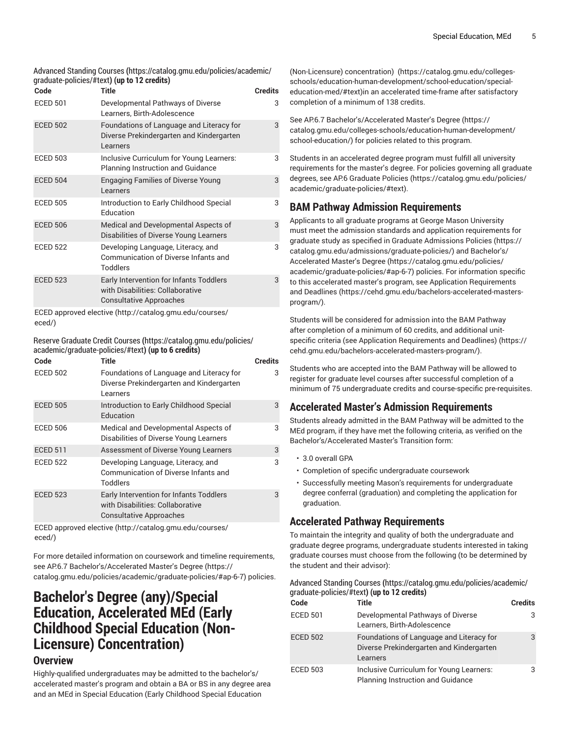Advanced Standing Courses (https://catalog.gmu.edu/policies/academic/graduate-policies/#text) **(up to 12 credits)**

| Code | Title | Credits |
|---|---|---|
| ECED 501 | Developmental Pathways of Diverse Learners, Birth-Adolescence | 3 |
| ECED 502 | Foundations of Language and Literacy for Diverse Prekindergarten and Kindergarten Learners | 3 |
| ECED 503 | Inclusive Curriculum for Young Learners: Planning Instruction and Guidance | 3 |
| ECED 504 | Engaging Families of Diverse Young Learners | 3 |
| ECED 505 | Introduction to Early Childhood Special Education | 3 |
| ECED 506 | Medical and Developmental Aspects of Disabilities of Diverse Young Learners | 3 |
| ECED 522 | Developing Language, Literacy, and Communication of Diverse Infants and Toddlers | 3 |
| ECED 523 | Early Intervention for Infants Toddlers with Disabilities: Collaborative Consultative Approaches | 3 |
| ECED approved elective (http://catalog.gmu.edu/courses/eced/) | | |

Reserve Graduate Credit Courses (https://catalog.gmu.edu/policies/academic/graduate-policies/#text) **(up to 6 credits)**

| Code | Title | Credits |
|---|---|---|
| ECED 502 | Foundations of Language and Literacy for Diverse Prekindergarten and Kindergarten Learners | 3 |
| ECED 505 | Introduction to Early Childhood Special Education | 3 |
| ECED 506 | Medical and Developmental Aspects of Disabilities of Diverse Young Learners | 3 |
| ECED 511 | Assessment of Diverse Young Learners | 3 |
| ECED 522 | Developing Language, Literacy, and Communication of Diverse Infants and Toddlers | 3 |
| ECED 523 | Early Intervention for Infants Toddlers with Disabilities: Collaborative Consultative Approaches | 3 |
| ECED approved elective (http://catalog.gmu.edu/courses/eced/) | | |

For more detailed information on coursework and timeline requirements, see AP.6.7 Bachelor's/Accelerated Master's Degree (https://catalog.gmu.edu/policies/academic/graduate-policies/#ap-6-7) policies.

# Bachelor's Degree (any)/Special Education, Accelerated MEd (Early Childhood Special Education (Non-Licensure) Concentration)

## Overview

Highly-qualified undergraduates may be admitted to the bachelor's/accelerated master's program and obtain a BA or BS in any degree area and an MEd in Special Education (Early Childhood Special Education (Non-Licensure) concentration) (https://catalog.gmu.edu/colleges-schools/education-human-development/school-education/special-education-med/#text)in an accelerated time-frame after satisfactory completion of a minimum of 138 credits.

See AP.6.7 Bachelor's/Accelerated Master's Degree (https://catalog.gmu.edu/colleges-schools/education-human-development/school-education/) for policies related to this program.

Students in an accelerated degree program must fulfill all university requirements for the master's degree. For policies governing all graduate degrees, see AP.6 Graduate Policies (https://catalog.gmu.edu/policies/academic/graduate-policies/#text).

## BAM Pathway Admission Requirements

Applicants to all graduate programs at George Mason University must meet the admission standards and application requirements for graduate study as specified in Graduate Admissions Policies (https://catalog.gmu.edu/admissions/graduate-policies/) and Bachelor's/Accelerated Master's Degree (https://catalog.gmu.edu/policies/academic/graduate-policies/#ap-6-7) policies. For information specific to this accelerated master's program, see Application Requirements and Deadlines (https://cehd.gmu.edu/bachelors-accelerated-masters-program/).

Students will be considered for admission into the BAM Pathway after completion of a minimum of 60 credits, and additional unit-specific criteria (see Application Requirements and Deadlines) (https://cehd.gmu.edu/bachelors-accelerated-masters-program/).

Students who are accepted into the BAM Pathway will be allowed to register for graduate level courses after successful completion of a minimum of 75 undergraduate credits and course-specific pre-requisites.

## Accelerated Master's Admission Requirements

Students already admitted in the BAM Pathway will be admitted to the MEd program, if they have met the following criteria, as verified on the Bachelor's/Accelerated Master's Transition form:

- 3.0 overall GPA
- Completion of specific undergraduate coursework
- Successfully meeting Mason's requirements for undergraduate degree conferral (graduation) and completing the application for graduation.

## Accelerated Pathway Requirements

To maintain the integrity and quality of both the undergraduate and graduate degree programs, undergraduate students interested in taking graduate courses must choose from the following (to be determined by the student and their advisor):

Advanced Standing Courses (https://catalog.gmu.edu/policies/academic/graduate-policies/#text) **(up to 12 credits)**

| Code | Title | Credits |
|---|---|---|
| ECED 501 | Developmental Pathways of Diverse Learners, Birth-Adolescence | 3 |
| ECED 502 | Foundations of Language and Literacy for Diverse Prekindergarten and Kindergarten Learners | 3 |
| ECED 503 | Inclusive Curriculum for Young Learners: Planning Instruction and Guidance | 3 |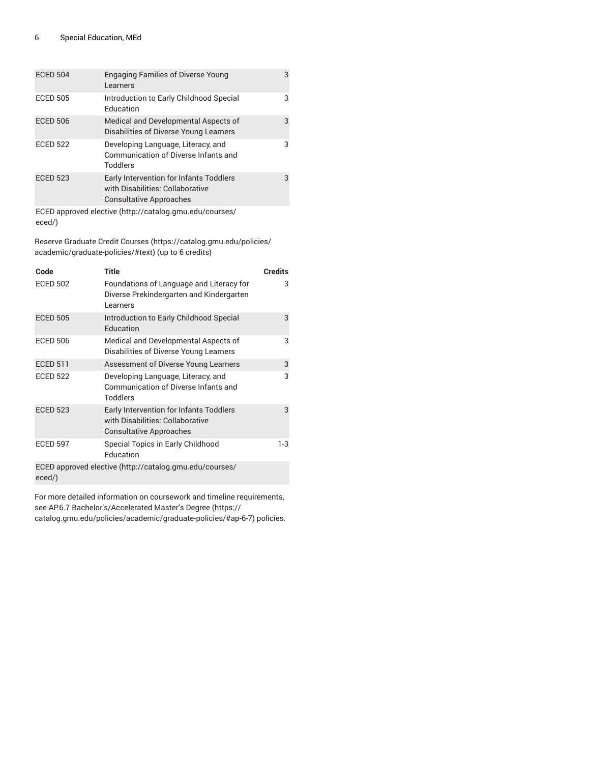| | | |
|---|---|---|
| ECED 504 | Engaging Families of Diverse Young Learners | 3 |
| ECED 505 | Introduction to Early Childhood Special Education | 3 |
| ECED 506 | Medical and Developmental Aspects of Disabilities of Diverse Young Learners | 3 |
| ECED 522 | Developing Language, Literacy, and Communication of Diverse Infants and Toddlers | 3 |
| ECED 523 | Early Intervention for Infants Toddlers with Disabilities: Collaborative Consultative Approaches | 3 |
| ECED approved elective (http://catalog.gmu.edu/courses/eced/) | | |

Reserve Graduate Credit Courses (https://catalog.gmu.edu/policies/academic/graduate-policies/#text) (up to 6 credits)

| Code | Title | Credits |
|---|---|---|
| ECED 502 | Foundations of Language and Literacy for Diverse Prekindergarten and Kindergarten Learners | 3 |
| ECED 505 | Introduction to Early Childhood Special Education | 3 |
| ECED 506 | Medical and Developmental Aspects of Disabilities of Diverse Young Learners | 3 |
| ECED 511 | Assessment of Diverse Young Learners | 3 |
| ECED 522 | Developing Language, Literacy, and Communication of Diverse Infants and Toddlers | 3 |
| ECED 523 | Early Intervention for Infants Toddlers with Disabilities: Collaborative Consultative Approaches | 3 |
| ECED 597 | Special Topics in Early Childhood Education | 1-3 |
| ECED approved elective (http://catalog.gmu.edu/courses/eced/) | | |

For more detailed information on coursework and timeline requirements, see AP.6.7 Bachelor's/Accelerated Master's Degree (https://catalog.gmu.edu/policies/academic/graduate-policies/#ap-6-7) policies.